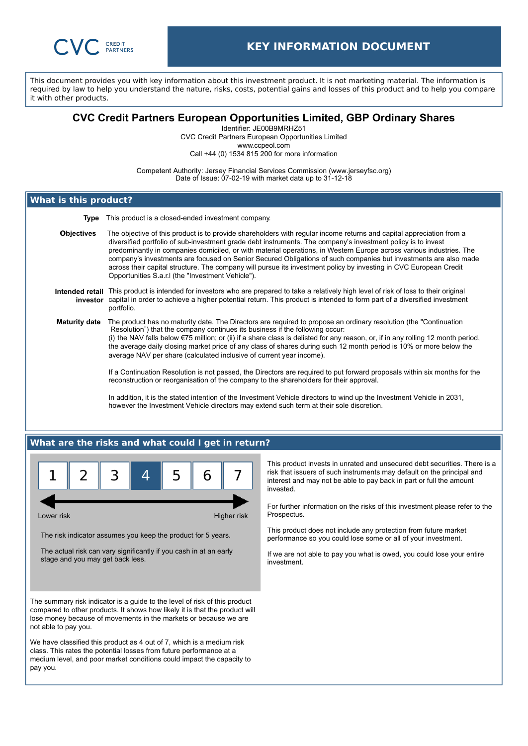CVC CREDIT PARTNERS

# KEY INFORMATION DOCUMENT

This document provides you with key information about this investment product. It is not marketing material. The information is required by law to help you understand the nature, risks, costs, potential gains and losses of this product and to help you compare it with other products.

## CVC Credit Partners European Opportunities Limited, GBP Ordinary Shares

Identifier: JE00B9MRHZ51
CVC Credit Partners European Opportunities Limited
www.ccpeol.com
Call +44 (0) 1534 815 200 for more information

Competent Authority: Jersey Financial Services Commission (www.jerseyfsc.org)
Date of Issue: 07-02-19 with market data up to 31-12-18

## What is this product?

**Type** This product is a closed-ended investment company.

**Objectives** The objective of this product is to provide shareholders with regular income returns and capital appreciation from a diversified portfolio of sub-investment grade debt instruments. The company's investment policy is to invest predominantly in companies domiciled, or with material operations, in Western Europe across various industries. The company's investments are focused on Senior Secured Obligations of such companies but investments are also made across their capital structure. The company will pursue its investment policy by investing in CVC European Credit Opportunities S.a.r.l (the "Investment Vehicle").

**Intended retail investor** This product is intended for investors who are prepared to take a relatively high level of risk of loss to their original capital in order to achieve a higher potential return. This product is intended to form part of a diversified investment portfolio.

**Maturity date** The product has no maturity date. The Directors are required to propose an ordinary resolution (the "Continuation Resolution") that the company continues its business if the following occur:
(i) the NAV falls below €75 million; or (ii) if a share class is delisted for any reason, or, if in any rolling 12 month period, the average daily closing market price of any class of shares during such 12 month period is 10% or more below the average NAV per share (calculated inclusive of current year income).

If a Continuation Resolution is not passed, the Directors are required to put forward proposals within six months for the reconstruction or reorganisation of the company to the shareholders for their approval.

In addition, it is the stated intention of the Investment Vehicle directors to wind up the Investment Vehicle in 2031, however the Investment Vehicle directors may extend such term at their sole discretion.

## What are the risks and what could I get in return?

| 1 | 2 | 3 | **4** | 5 | 6 | 7 |
|---|---|---|---|---|---|---|

Lower risk — Higher risk

The risk indicator assumes you keep the product for 5 years.

The actual risk can vary significantly if you cash in at an early stage and you may get back less.

The summary risk indicator is a guide to the level of risk of this product compared to other products. It shows how likely it is that the product will lose money because of movements in the markets or because we are not able to pay you.

We have classified this product as 4 out of 7, which is a medium risk class. This rates the potential losses from future performance at a medium level, and poor market conditions could impact the capacity to pay you.

This product invests in unrated and unsecured debt securities. There is a risk that issuers of such instruments may default on the principal and interest and may not be able to pay back in part or full the amount invested.

For further information on the risks of this investment please refer to the Prospectus.

This product does not include any protection from future market performance so you could lose some or all of your investment.

If we are not able to pay you what is owed, you could lose your entire investment.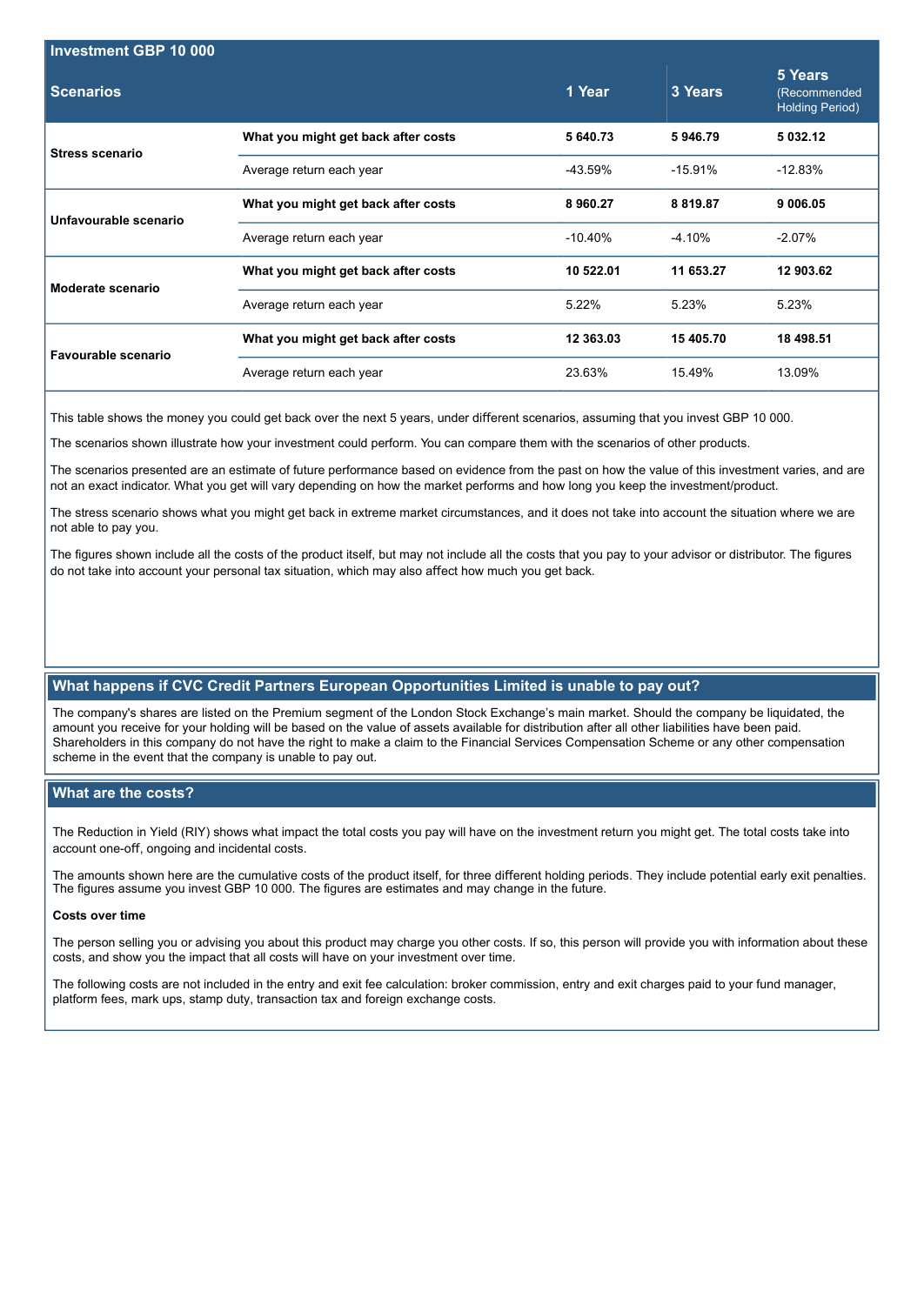| Investment GBP 10 000 | | | | |
|---|---|---|---|---|
| **Scenarios** | | **1 Year** | **3 Years** | **5 Years** (Recommended Holding Period) |
| **Stress scenario** | **What you might get back after costs** | **5 640.73** | **5 946.79** | **5 032.12** |
| | Average return each year | -43.59% | -15.91% | -12.83% |
| **Unfavourable scenario** | **What you might get back after costs** | **8 960.27** | **8 819.87** | **9 006.05** |
| | Average return each year | -10.40% | -4.10% | -2.07% |
| **Moderate scenario** | **What you might get back after costs** | **10 522.01** | **11 653.27** | **12 903.62** |
| | Average return each year | 5.22% | 5.23% | 5.23% |
| **Favourable scenario** | **What you might get back after costs** | **12 363.03** | **15 405.70** | **18 498.51** |
| | Average return each year | 23.63% | 15.49% | 13.09% |

This table shows the money you could get back over the next 5 years, under different scenarios, assuming that you invest GBP 10 000.

The scenarios shown illustrate how your investment could perform. You can compare them with the scenarios of other products.

The scenarios presented are an estimate of future performance based on evidence from the past on how the value of this investment varies, and are not an exact indicator. What you get will vary depending on how the market performs and how long you keep the investment/product.

The stress scenario shows what you might get back in extreme market circumstances, and it does not take into account the situation where we are not able to pay you.

The figures shown include all the costs of the product itself, but may not include all the costs that you pay to your advisor or distributor. The figures do not take into account your personal tax situation, which may also affect how much you get back.

## What happens if CVC Credit Partners European Opportunities Limited is unable to pay out?

The company's shares are listed on the Premium segment of the London Stock Exchange's main market. Should the company be liquidated, the amount you receive for your holding will be based on the value of assets available for distribution after all other liabilities have been paid. Shareholders in this company do not have the right to make a claim to the Financial Services Compensation Scheme or any other compensation scheme in the event that the company is unable to pay out.

## What are the costs?

The Reduction in Yield (RIY) shows what impact the total costs you pay will have on the investment return you might get. The total costs take into account one-off, ongoing and incidental costs.

The amounts shown here are the cumulative costs of the product itself, for three different holding periods. They include potential early exit penalties. The figures assume you invest GBP 10 000. The figures are estimates and may change in the future.

**Costs over time**

The person selling you or advising you about this product may charge you other costs. If so, this person will provide you with information about these costs, and show you the impact that all costs will have on your investment over time.

The following costs are not included in the entry and exit fee calculation: broker commission, entry and exit charges paid to your fund manager, platform fees, mark ups, stamp duty, transaction tax and foreign exchange costs.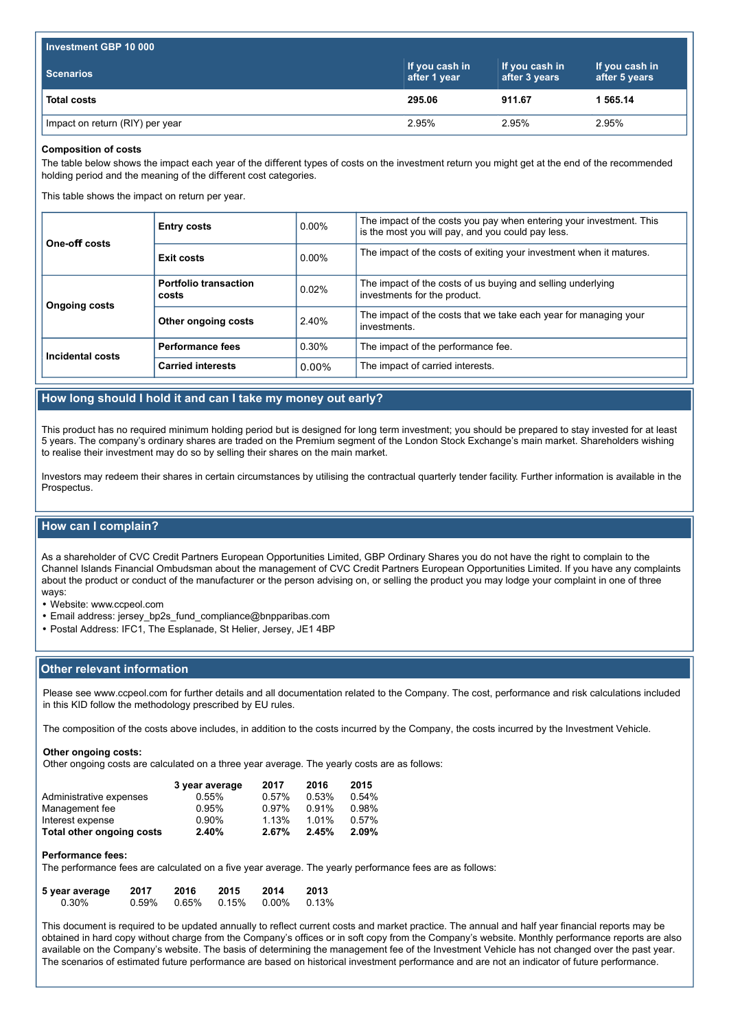| Investment GBP 10 000 | | | |
|---|---|---|---|
| **Scenarios** | **If you cash in after 1 year** | **If you cash in after 3 years** | **If you cash in after 5 years** |
| **Total costs** | **295.06** | **911.67** | **1 565.14** |
| Impact on return (RIY) per year | 2.95% | 2.95% | 2.95% |

**Composition of costs**

The table below shows the impact each year of the different types of costs on the investment return you might get at the end of the recommended holding period and the meaning of the different cost categories.

This table shows the impact on return per year.

| | | | |
|---|---|---|---|
| **One-off costs** | **Entry costs** | 0.00% | The impact of the costs you pay when entering your investment. This is the most you will pay, and you could pay less. |
| | **Exit costs** | 0.00% | The impact of the costs of exiting your investment when it matures. |
| **Ongoing costs** | **Portfolio transaction costs** | 0.02% | The impact of the costs of us buying and selling underlying investments for the product. |
| | **Other ongoing costs** | 2.40% | The impact of the costs that we take each year for managing your investments. |
| **Incidental costs** | **Performance fees** | 0.30% | The impact of the performance fee. |
| | **Carried interests** | 0.00% | The impact of carried interests. |

## How long should I hold it and can I take my money out early?

This product has no required minimum holding period but is designed for long term investment; you should be prepared to stay invested for at least 5 years. The company's ordinary shares are traded on the Premium segment of the London Stock Exchange's main market. Shareholders wishing to realise their investment may do so by selling their shares on the main market.

Investors may redeem their shares in certain circumstances by utilising the contractual quarterly tender facility. Further information is available in the Prospectus.

## How can I complain?

As a shareholder of CVC Credit Partners European Opportunities Limited, GBP Ordinary Shares you do not have the right to complain to the Channel Islands Financial Ombudsman about the management of CVC Credit Partners European Opportunities Limited. If you have any complaints about the product or conduct of the manufacturer or the person advising on, or selling the product you may lodge your complaint in one of three ways:

- Website: www.ccpeol.com
- Email address: jersey_bp2s_fund_compliance@bnpparibas.com
- Postal Address: IFC1, The Esplanade, St Helier, Jersey, JE1 4BP

## Other relevant information

Please see www.ccpeol.com for further details and all documentation related to the Company. The cost, performance and risk calculations included in this KID follow the methodology prescribed by EU rules.

The composition of the costs above includes, in addition to the costs incurred by the Company, the costs incurred by the Investment Vehicle.

**Other ongoing costs:**

Other ongoing costs are calculated on a three year average. The yearly costs are as follows:

| | **3 year average** | **2017** | **2016** | **2015** |
|---|---|---|---|---|
| Administrative expenses | 0.55% | 0.57% | 0.53% | 0.54% |
| Management fee | 0.95% | 0.97% | 0.91% | 0.98% |
| Interest expense | 0.90% | 1.13% | 1.01% | 0.57% |
| **Total other ongoing costs** | **2.40%** | **2.67%** | **2.45%** | **2.09%** |

**Performance fees:**

The performance fees are calculated on a five year average. The yearly performance fees are as follows:

| **5 year average** | **2017** | **2016** | **2015** | **2014** | **2013** |
|---|---|---|---|---|---|
| 0.30% | 0.59% | 0.65% | 0.15% | 0.00% | 0.13% |

This document is required to be updated annually to reflect current costs and market practice. The annual and half year financial reports may be obtained in hard copy without charge from the Company's offices or in soft copy from the Company's website. Monthly performance reports are also available on the Company's website. The basis of determining the management fee of the Investment Vehicle has not changed over the past year. The scenarios of estimated future performance are based on historical investment performance and are not an indicator of future performance.